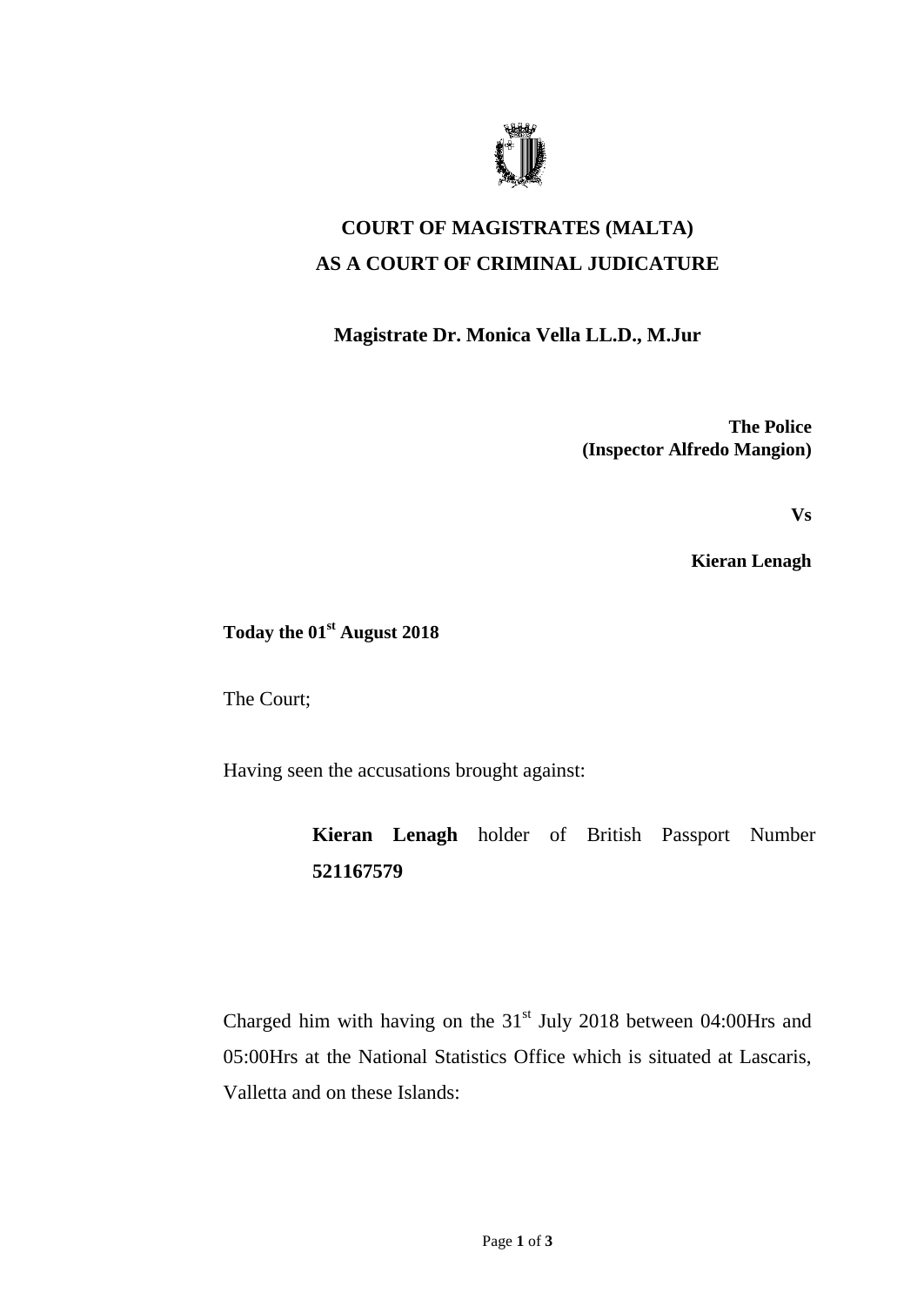# COURT OF MAGISTRATES (MALTA)
# AS A COURT OF CRIMINAL JUDICATURE

**Magistrate Dr. Monica Vella LL.D., M.Jur**

**The Police**
**(Inspector Alfredo Mangion)**

**Vs**

**Kieran Lenagh**

**Today the 01st August 2018**

The Court;

Having seen the accusations brought against:

> **Kieran Lenagh** holder of British Passport Number **521167579**

Charged him with having on the 31st July 2018 between 04:00Hrs and 05:00Hrs at the National Statistics Office which is situated at Lascaris, Valletta and on these Islands: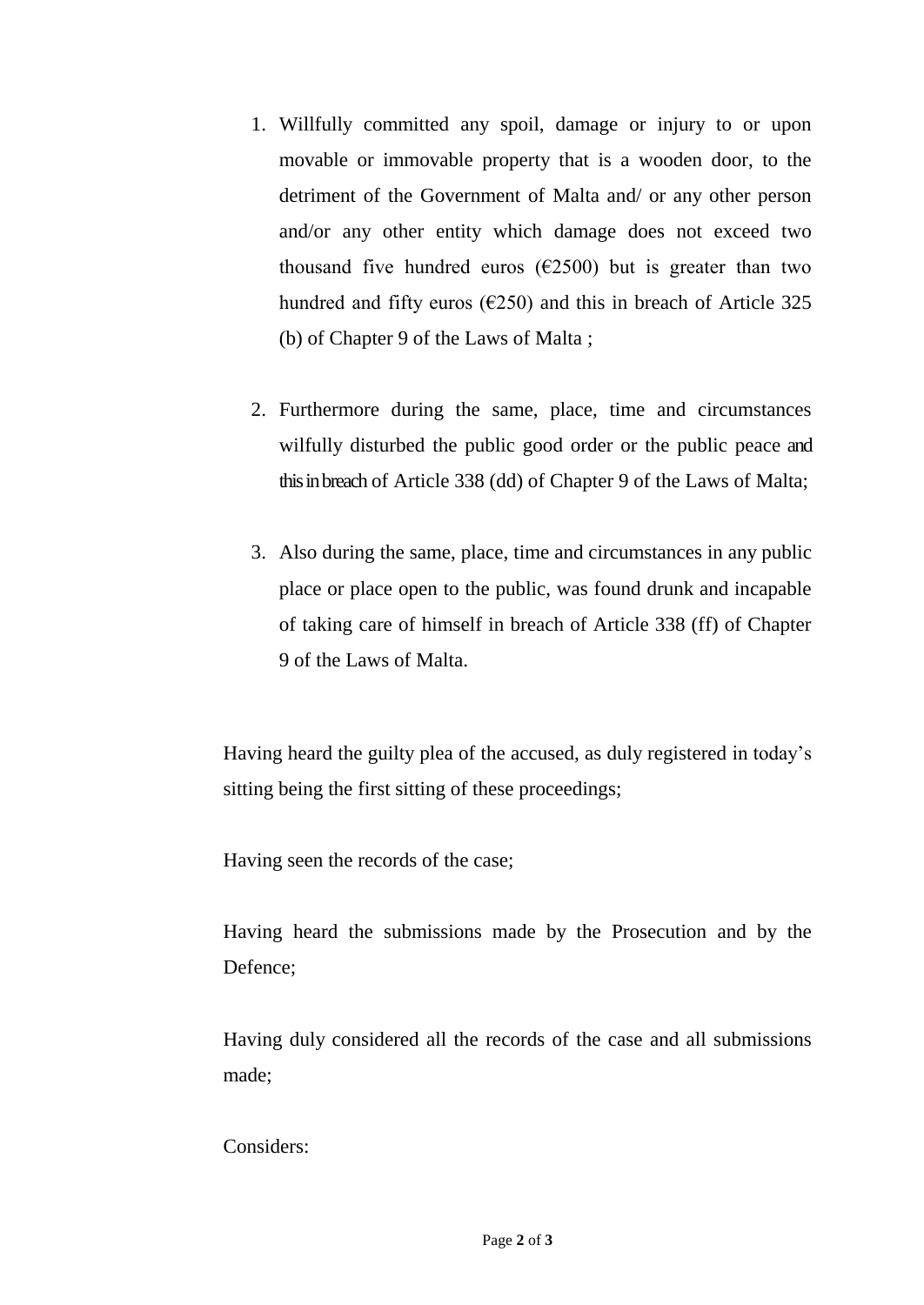1. Willfully committed any spoil, damage or injury to or upon movable or immovable property that is a wooden door, to the detriment of the Government of Malta and/ or any other person and/or any other entity which damage does not exceed two thousand five hundred euros (€2500) but is greater than two hundred and fifty euros (€250) and this in breach of Article 325 (b) of Chapter 9 of the Laws of Malta ;

2. Furthermore during the same, place, time and circumstances wilfully disturbed the public good order or the public peace and this in breach of Article 338 (dd) of Chapter 9 of the Laws of Malta;

3. Also during the same, place, time and circumstances in any public place or place open to the public, was found drunk and incapable of taking care of himself in breach of Article 338 (ff) of Chapter 9 of the Laws of Malta.

Having heard the guilty plea of the accused, as duly registered in today's sitting being the first sitting of these proceedings;

Having seen the records of the case;

Having heard the submissions made by the Prosecution and by the Defence;

Having duly considered all the records of the case and all submissions made;

Considers: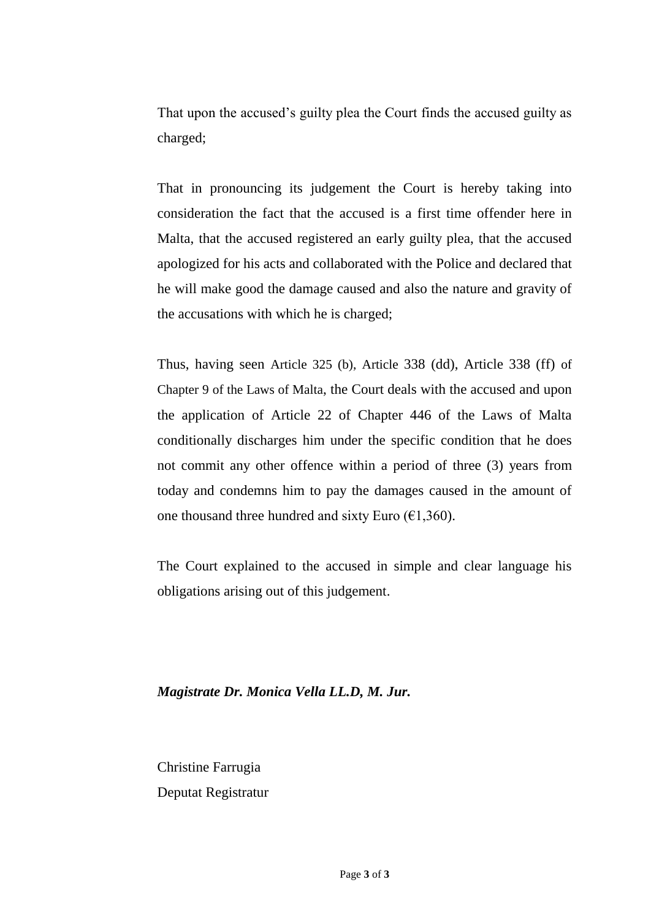That upon the accused's guilty plea the Court finds the accused guilty as charged;

That in pronouncing its judgement the Court is hereby taking into consideration the fact that the accused is a first time offender here in Malta, that the accused registered an early guilty plea, that the accused apologized for his acts and collaborated with the Police and declared that he will make good the damage caused and also the nature and gravity of the accusations with which he is charged;

Thus, having seen Article 325 (b), Article 338 (dd), Article 338 (ff) of Chapter 9 of the Laws of Malta, the Court deals with the accused and upon the application of Article 22 of Chapter 446 of the Laws of Malta conditionally discharges him under the specific condition that he does not commit any other offence within a period of three (3) years from today and condemns him to pay the damages caused in the amount of one thousand three hundred and sixty Euro (€1,360).

The Court explained to the accused in simple and clear language his obligations arising out of this judgement.

***Magistrate Dr. Monica Vella LL.D, M. Jur.***

Christine Farrugia
Deputat Registratur